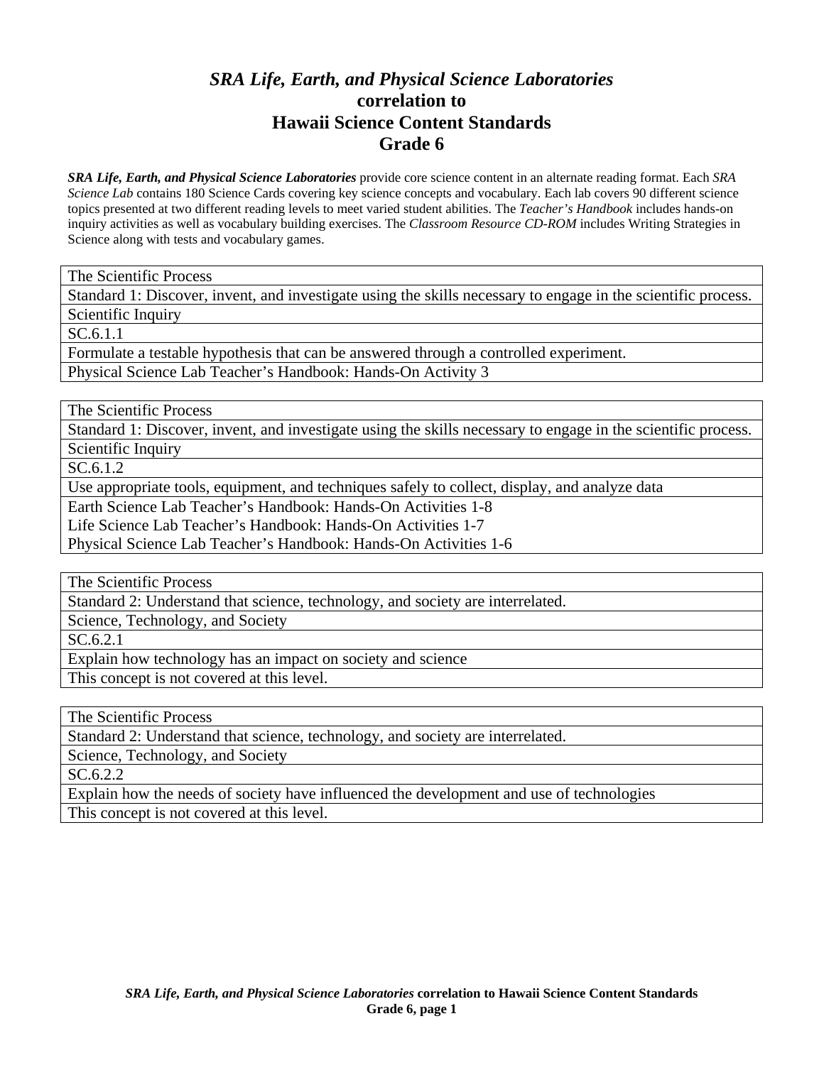# *SRA Life, Earth, and Physical Science Laboratories* correlation to Hawaii Science Content Standards Grade 6

***SRA Life, Earth, and Physical Science Laboratories*** provide core science content in an alternate reading format. Each *SRA Science Lab* contains 180 Science Cards covering key science concepts and vocabulary. Each lab covers 90 different science topics presented at two different reading levels to meet varied student abilities. The *Teacher's Handbook* includes hands-on inquiry activities as well as vocabulary building exercises. The *Classroom Resource CD-ROM* includes Writing Strategies in Science along with tests and vocabulary games.

| The Scientific Process |
|---|
| Standard 1: Discover, invent, and investigate using the skills necessary to engage in the scientific process. |
| Scientific Inquiry |
| SC.6.1.1 |
| Formulate a testable hypothesis that can be answered through a controlled experiment. |
| Physical Science Lab Teacher's Handbook: Hands-On Activity 3 |

| The Scientific Process |
|---|
| Standard 1: Discover, invent, and investigate using the skills necessary to engage in the scientific process. |
| Scientific Inquiry |
| SC.6.1.2 |
| Use appropriate tools, equipment, and techniques safely to collect, display, and analyze data |
| Earth Science Lab Teacher's Handbook: Hands-On Activities 1-8<br>Life Science Lab Teacher's Handbook: Hands-On Activities 1-7<br>Physical Science Lab Teacher's Handbook: Hands-On Activities 1-6 |

| The Scientific Process |
|---|
| Standard 2: Understand that science, technology, and society are interrelated. |
| Science, Technology, and Society |
| SC.6.2.1 |
| Explain how technology has an impact on society and science |
| This concept is not covered at this level. |

| The Scientific Process |
|---|
| Standard 2: Understand that science, technology, and society are interrelated. |
| Science, Technology, and Society |
| SC.6.2.2 |
| Explain how the needs of society have influenced the development and use of technologies |
| This concept is not covered at this level. |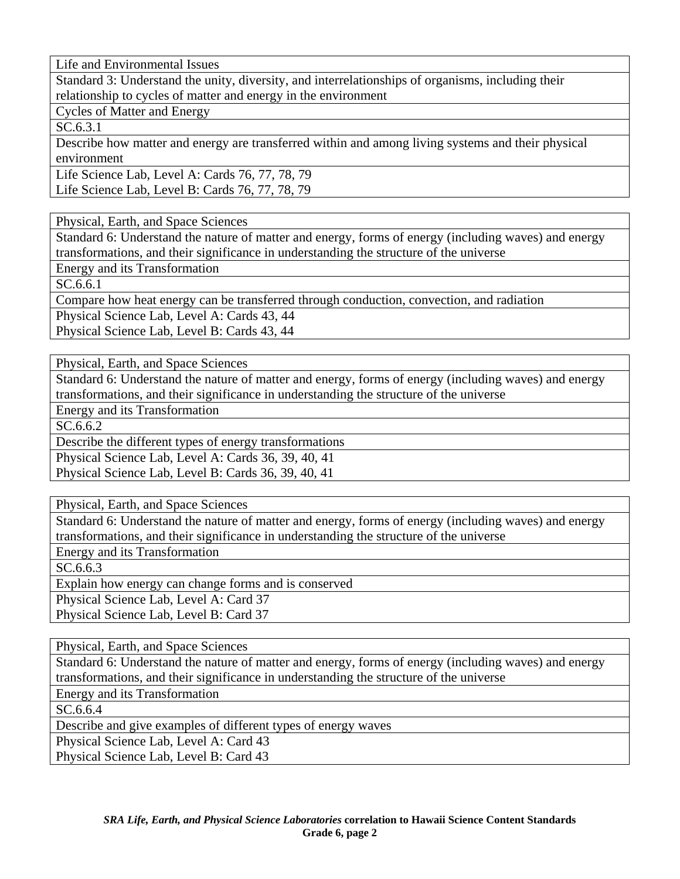| Life and Environmental Issues |
|---|
| Standard 3: Understand the unity, diversity, and interrelationships of organisms, including their relationship to cycles of matter and energy in the environment |
| Cycles of Matter and Energy |
| SC.6.3.1 |
| Describe how matter and energy are transferred within and among living systems and their physical environment |
| Life Science Lab, Level A: Cards 76, 77, 78, 79<br>Life Science Lab, Level B: Cards 76, 77, 78, 79 |

| Physical, Earth, and Space Sciences |
|---|
| Standard 6: Understand the nature of matter and energy, forms of energy (including waves) and energy transformations, and their significance in understanding the structure of the universe |
| Energy and its Transformation |
| SC.6.6.1 |
| Compare how heat energy can be transferred through conduction, convection, and radiation |
| Physical Science Lab, Level A: Cards 43, 44<br>Physical Science Lab, Level B: Cards 43, 44 |

| Physical, Earth, and Space Sciences |
|---|
| Standard 6: Understand the nature of matter and energy, forms of energy (including waves) and energy transformations, and their significance in understanding the structure of the universe |
| Energy and its Transformation |
| SC.6.6.2 |
| Describe the different types of energy transformations |
| Physical Science Lab, Level A: Cards 36, 39, 40, 41<br>Physical Science Lab, Level B: Cards 36, 39, 40, 41 |

| Physical, Earth, and Space Sciences |
|---|
| Standard 6: Understand the nature of matter and energy, forms of energy (including waves) and energy transformations, and their significance in understanding the structure of the universe |
| Energy and its Transformation |
| SC.6.6.3 |
| Explain how energy can change forms and is conserved |
| Physical Science Lab, Level A: Card 37<br>Physical Science Lab, Level B: Card 37 |

| Physical, Earth, and Space Sciences |
|---|
| Standard 6: Understand the nature of matter and energy, forms of energy (including waves) and energy transformations, and their significance in understanding the structure of the universe |
| Energy and its Transformation |
| SC.6.6.4 |
| Describe and give examples of different types of energy waves |
| Physical Science Lab, Level A: Card 43<br>Physical Science Lab, Level B: Card 43 |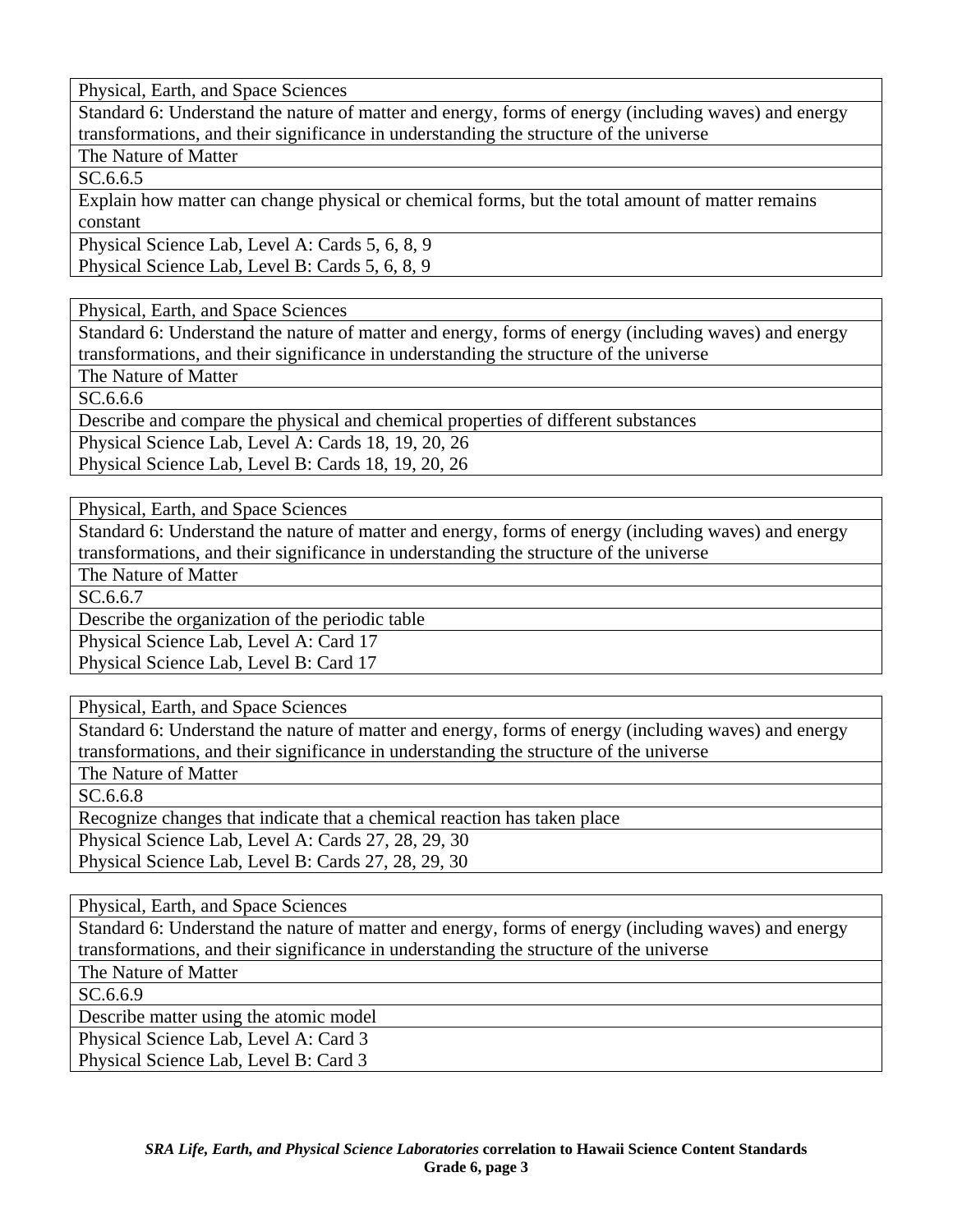| Physical, Earth, and Space Sciences |
|---|
| Standard 6: Understand the nature of matter and energy, forms of energy (including waves) and energy transformations, and their significance in understanding the structure of the universe |
| The Nature of Matter |
| SC.6.6.5 |
| Explain how matter can change physical or chemical forms, but the total amount of matter remains constant |
| Physical Science Lab, Level A: Cards 5, 6, 8, 9<br>Physical Science Lab, Level B: Cards 5, 6, 8, 9 |

| Physical, Earth, and Space Sciences |
|---|
| Standard 6: Understand the nature of matter and energy, forms of energy (including waves) and energy transformations, and their significance in understanding the structure of the universe |
| The Nature of Matter |
| SC.6.6.6 |
| Describe and compare the physical and chemical properties of different substances |
| Physical Science Lab, Level A: Cards 18, 19, 20, 26<br>Physical Science Lab, Level B: Cards 18, 19, 20, 26 |

| Physical, Earth, and Space Sciences |
|---|
| Standard 6: Understand the nature of matter and energy, forms of energy (including waves) and energy transformations, and their significance in understanding the structure of the universe |
| The Nature of Matter |
| SC.6.6.7 |
| Describe the organization of the periodic table |
| Physical Science Lab, Level A: Card 17<br>Physical Science Lab, Level B: Card 17 |

| Physical, Earth, and Space Sciences |
|---|
| Standard 6: Understand the nature of matter and energy, forms of energy (including waves) and energy transformations, and their significance in understanding the structure of the universe |
| The Nature of Matter |
| SC.6.6.8 |
| Recognize changes that indicate that a chemical reaction has taken place |
| Physical Science Lab, Level A: Cards 27, 28, 29, 30<br>Physical Science Lab, Level B: Cards 27, 28, 29, 30 |

| Physical, Earth, and Space Sciences |
|---|
| Standard 6: Understand the nature of matter and energy, forms of energy (including waves) and energy transformations, and their significance in understanding the structure of the universe |
| The Nature of Matter |
| SC.6.6.9 |
| Describe matter using the atomic model |
| Physical Science Lab, Level A: Card 3<br>Physical Science Lab, Level B: Card 3 |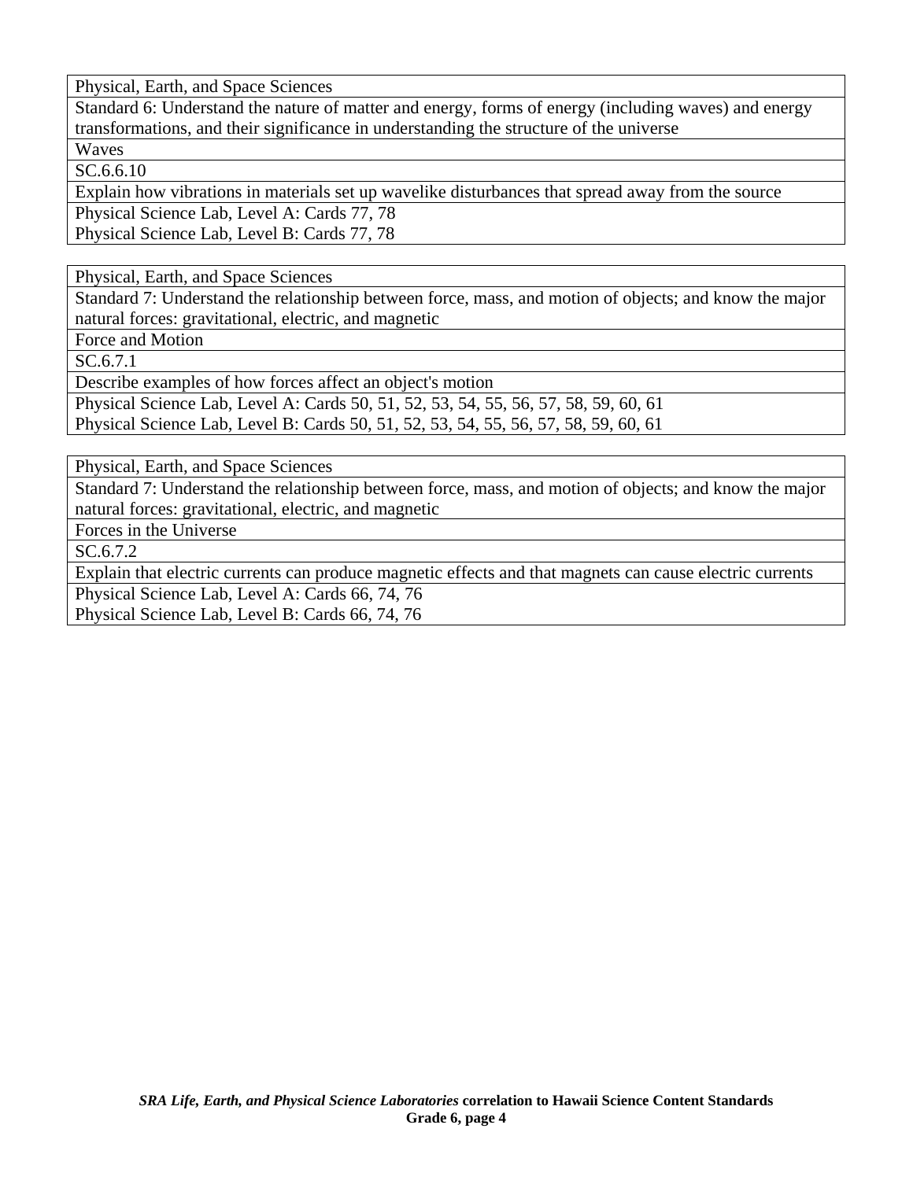| Physical, Earth, and Space Sciences |
|---|
| Standard 6: Understand the nature of matter and energy, forms of energy (including waves) and energy transformations, and their significance in understanding the structure of the universe |
| Waves |
| SC.6.6.10 |
| Explain how vibrations in materials set up wavelike disturbances that spread away from the source |
| Physical Science Lab, Level A: Cards 77, 78<br>Physical Science Lab, Level B: Cards 77, 78 |

| Physical, Earth, and Space Sciences |
|---|
| Standard 7: Understand the relationship between force, mass, and motion of objects; and know the major natural forces: gravitational, electric, and magnetic |
| Force and Motion |
| SC.6.7.1 |
| Describe examples of how forces affect an object's motion |
| Physical Science Lab, Level A: Cards 50, 51, 52, 53, 54, 55, 56, 57, 58, 59, 60, 61<br>Physical Science Lab, Level B: Cards 50, 51, 52, 53, 54, 55, 56, 57, 58, 59, 60, 61 |

| Physical, Earth, and Space Sciences |
|---|
| Standard 7: Understand the relationship between force, mass, and motion of objects; and know the major natural forces: gravitational, electric, and magnetic |
| Forces in the Universe |
| SC.6.7.2 |
| Explain that electric currents can produce magnetic effects and that magnets can cause electric currents |
| Physical Science Lab, Level A: Cards 66, 74, 76<br>Physical Science Lab, Level B: Cards 66, 74, 76 |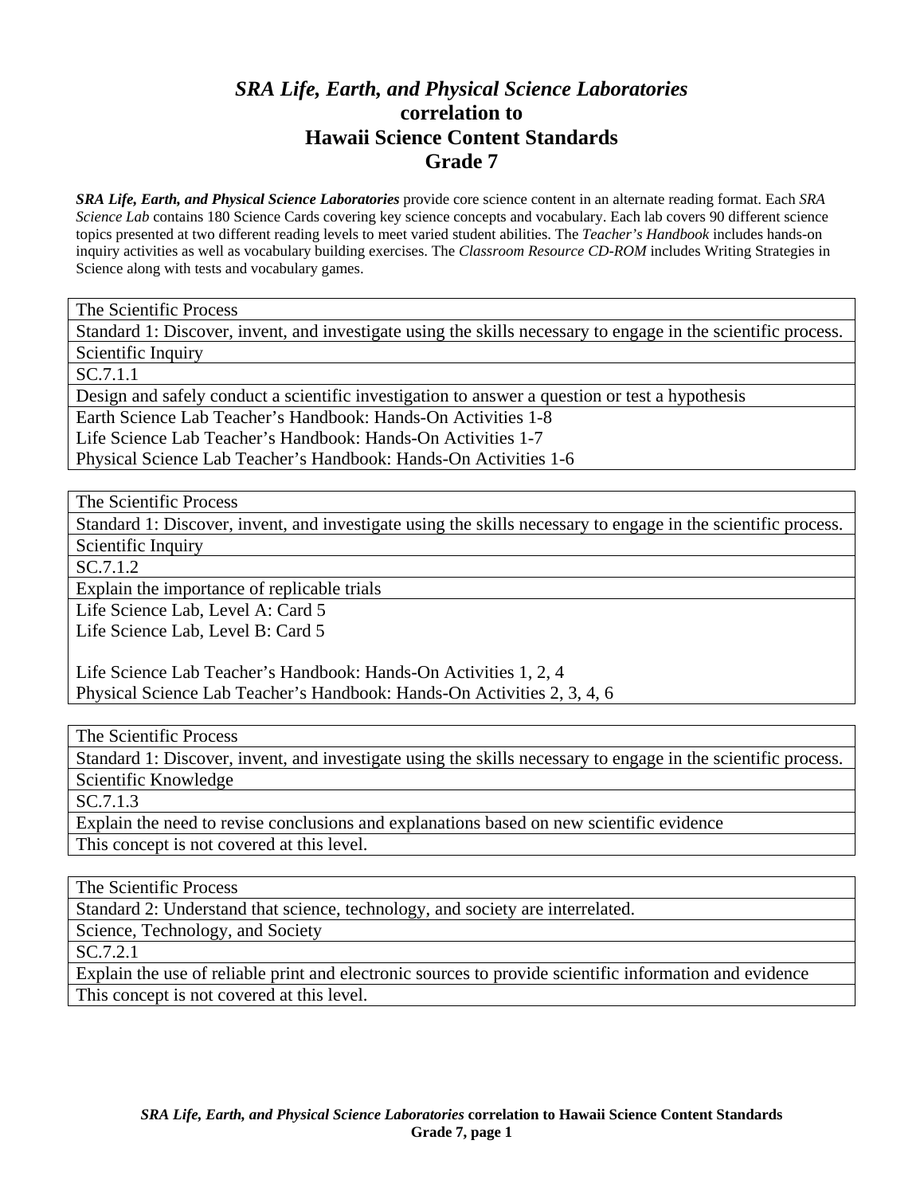# *SRA Life, Earth, and Physical Science Laboratories* correlation to Hawaii Science Content Standards Grade 7

***SRA Life, Earth, and Physical Science Laboratories*** provide core science content in an alternate reading format. Each *SRA Science Lab* contains 180 Science Cards covering key science concepts and vocabulary. Each lab covers 90 different science topics presented at two different reading levels to meet varied student abilities. The *Teacher's Handbook* includes hands-on inquiry activities as well as vocabulary building exercises. The *Classroom Resource CD-ROM* includes Writing Strategies in Science along with tests and vocabulary games.

| The Scientific Process |
|---|
| Standard 1: Discover, invent, and investigate using the skills necessary to engage in the scientific process. |
| Scientific Inquiry |
| SC.7.1.1 |
| Design and safely conduct a scientific investigation to answer a question or test a hypothesis |
| Earth Science Lab Teacher's Handbook: Hands-On Activities 1-8<br>Life Science Lab Teacher's Handbook: Hands-On Activities 1-7<br>Physical Science Lab Teacher's Handbook: Hands-On Activities 1-6 |

| The Scientific Process |
|---|
| Standard 1: Discover, invent, and investigate using the skills necessary to engage in the scientific process. |
| Scientific Inquiry |
| SC.7.1.2 |
| Explain the importance of replicable trials |
| Life Science Lab, Level A: Card 5<br>Life Science Lab, Level B: Card 5<br><br>Life Science Lab Teacher's Handbook: Hands-On Activities 1, 2, 4<br>Physical Science Lab Teacher's Handbook: Hands-On Activities 2, 3, 4, 6 |

| The Scientific Process |
|---|
| Standard 1: Discover, invent, and investigate using the skills necessary to engage in the scientific process. |
| Scientific Knowledge |
| SC.7.1.3 |
| Explain the need to revise conclusions and explanations based on new scientific evidence |
| This concept is not covered at this level. |

| The Scientific Process |
|---|
| Standard 2: Understand that science, technology, and society are interrelated. |
| Science, Technology, and Society |
| SC.7.2.1 |
| Explain the use of reliable print and electronic sources to provide scientific information and evidence |
| This concept is not covered at this level. |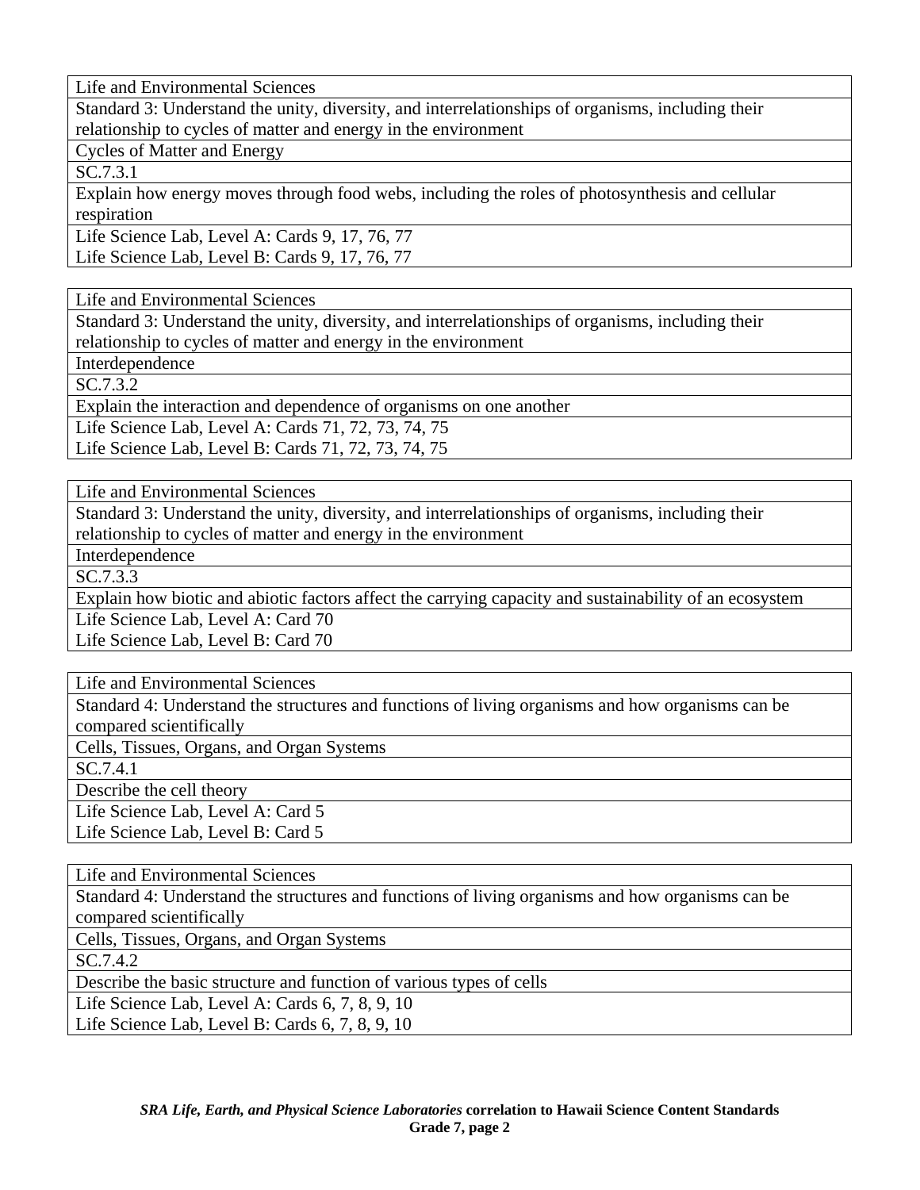| Life and Environmental Sciences |
|---|
| Standard 3: Understand the unity, diversity, and interrelationships of organisms, including their relationship to cycles of matter and energy in the environment |
| Cycles of Matter and Energy |
| SC.7.3.1 |
| Explain how energy moves through food webs, including the roles of photosynthesis and cellular respiration |
| Life Science Lab, Level A: Cards 9, 17, 76, 77<br>Life Science Lab, Level B: Cards 9, 17, 76, 77 |

| Life and Environmental Sciences |
|---|
| Standard 3: Understand the unity, diversity, and interrelationships of organisms, including their relationship to cycles of matter and energy in the environment |
| Interdependence |
| SC.7.3.2 |
| Explain the interaction and dependence of organisms on one another |
| Life Science Lab, Level A: Cards 71, 72, 73, 74, 75<br>Life Science Lab, Level B: Cards 71, 72, 73, 74, 75 |

| Life and Environmental Sciences |
|---|
| Standard 3: Understand the unity, diversity, and interrelationships of organisms, including their relationship to cycles of matter and energy in the environment |
| Interdependence |
| SC.7.3.3 |
| Explain how biotic and abiotic factors affect the carrying capacity and sustainability of an ecosystem |
| Life Science Lab, Level A: Card 70<br>Life Science Lab, Level B: Card 70 |

| Life and Environmental Sciences |
|---|
| Standard 4: Understand the structures and functions of living organisms and how organisms can be compared scientifically |
| Cells, Tissues, Organs, and Organ Systems |
| SC.7.4.1 |
| Describe the cell theory |
| Life Science Lab, Level A: Card 5<br>Life Science Lab, Level B: Card 5 |

| Life and Environmental Sciences |
|---|
| Standard 4: Understand the structures and functions of living organisms and how organisms can be compared scientifically |
| Cells, Tissues, Organs, and Organ Systems |
| SC.7.4.2 |
| Describe the basic structure and function of various types of cells |
| Life Science Lab, Level A: Cards 6, 7, 8, 9, 10<br>Life Science Lab, Level B: Cards 6, 7, 8, 9, 10 |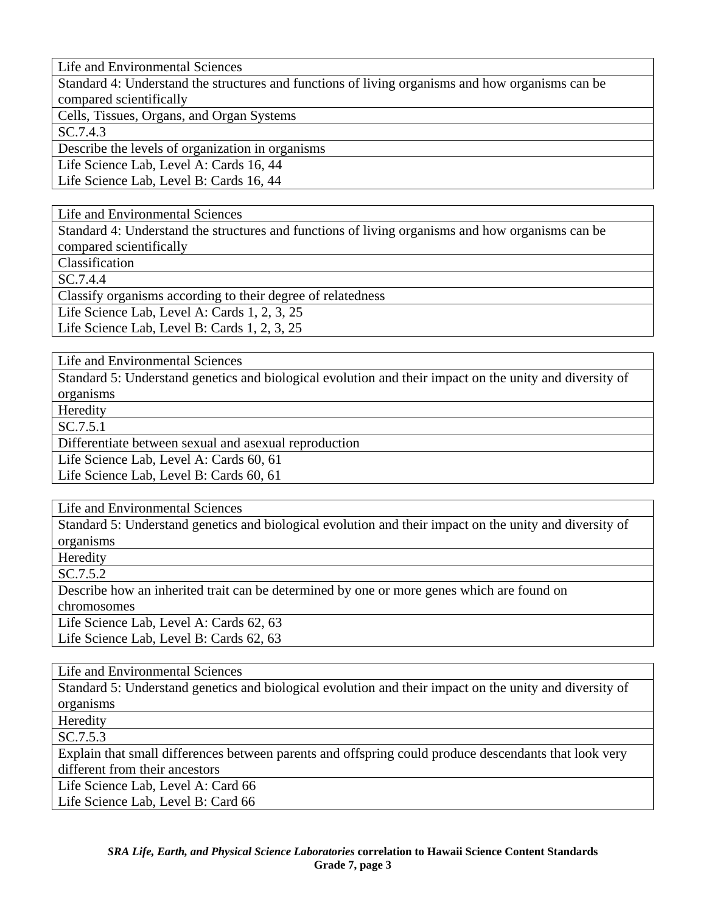| Life and Environmental Sciences |
|---|
| Standard 4: Understand the structures and functions of living organisms and how organisms can be compared scientifically |
| Cells, Tissues, Organs, and Organ Systems |
| SC.7.4.3 |
| Describe the levels of organization in organisms |
| Life Science Lab, Level A: Cards 16, 44<br>Life Science Lab, Level B: Cards 16, 44 |

| Life and Environmental Sciences |
|---|
| Standard 4: Understand the structures and functions of living organisms and how organisms can be compared scientifically |
| Classification |
| SC.7.4.4 |
| Classify organisms according to their degree of relatedness |
| Life Science Lab, Level A: Cards 1, 2, 3, 25<br>Life Science Lab, Level B: Cards 1, 2, 3, 25 |

| Life and Environmental Sciences |
|---|
| Standard 5: Understand genetics and biological evolution and their impact on the unity and diversity of organisms |
| Heredity |
| SC.7.5.1 |
| Differentiate between sexual and asexual reproduction |
| Life Science Lab, Level A: Cards 60, 61<br>Life Science Lab, Level B: Cards 60, 61 |

| Life and Environmental Sciences |
|---|
| Standard 5: Understand genetics and biological evolution and their impact on the unity and diversity of organisms |
| Heredity |
| SC.7.5.2 |
| Describe how an inherited trait can be determined by one or more genes which are found on chromosomes |
| Life Science Lab, Level A: Cards 62, 63<br>Life Science Lab, Level B: Cards 62, 63 |

| Life and Environmental Sciences |
|---|
| Standard 5: Understand genetics and biological evolution and their impact on the unity and diversity of organisms |
| Heredity |
| SC.7.5.3 |
| Explain that small differences between parents and offspring could produce descendants that look very different from their ancestors |
| Life Science Lab, Level A: Card 66<br>Life Science Lab, Level B: Card 66 |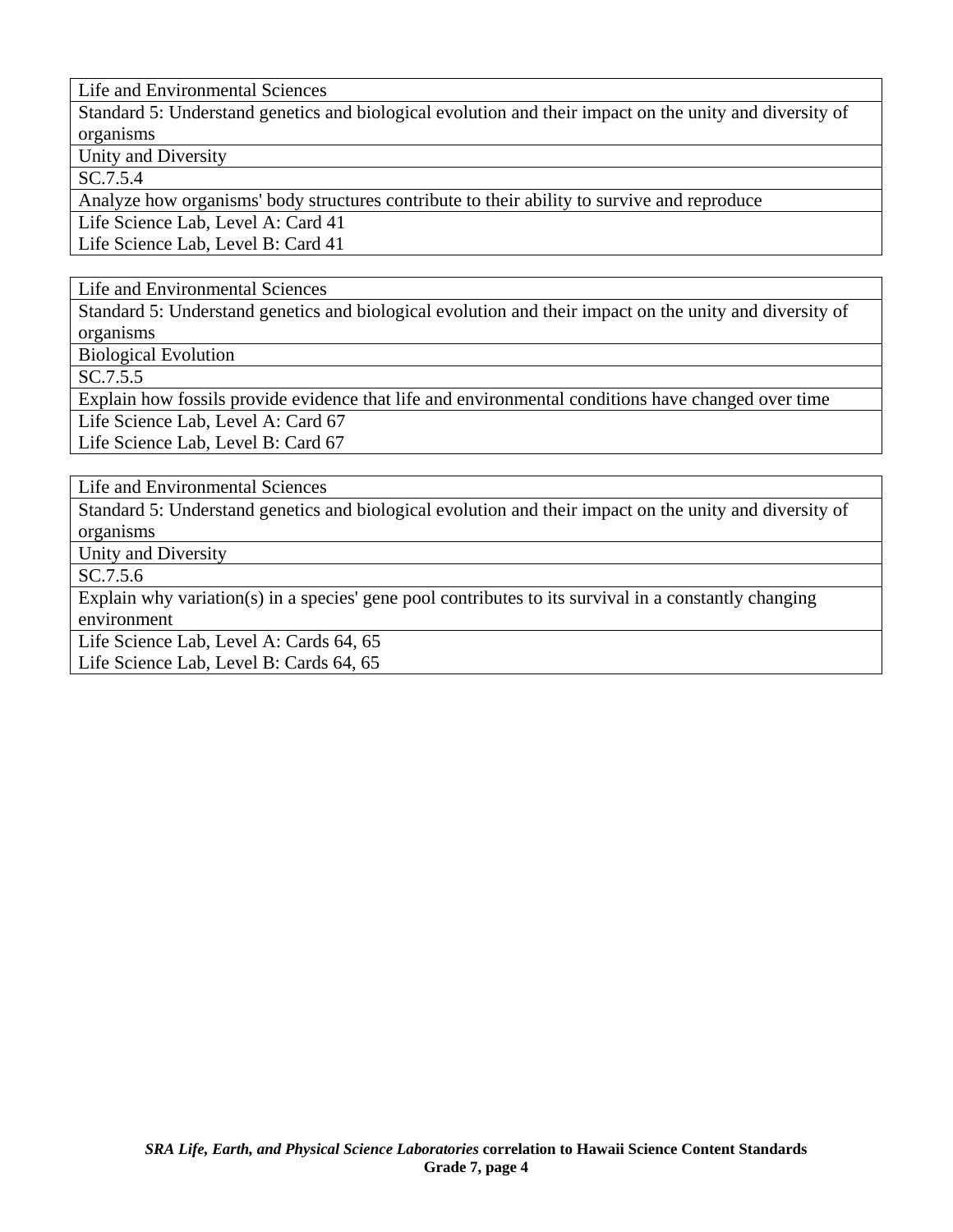| Life and Environmental Sciences |
| --- |
| Standard 5: Understand genetics and biological evolution and their impact on the unity and diversity of organisms |
| Unity and Diversity |
| SC.7.5.4 |
| Analyze how organisms' body structures contribute to their ability to survive and reproduce |
| Life Science Lab, Level A: Card 41<br>Life Science Lab, Level B: Card 41 |

| Life and Environmental Sciences |
| --- |
| Standard 5: Understand genetics and biological evolution and their impact on the unity and diversity of organisms |
| Biological Evolution |
| SC.7.5.5 |
| Explain how fossils provide evidence that life and environmental conditions have changed over time |
| Life Science Lab, Level A: Card 67<br>Life Science Lab, Level B: Card 67 |

| Life and Environmental Sciences |
| --- |
| Standard 5: Understand genetics and biological evolution and their impact on the unity and diversity of organisms |
| Unity and Diversity |
| SC.7.5.6 |
| Explain why variation(s) in a species' gene pool contributes to its survival in a constantly changing environment |
| Life Science Lab, Level A: Cards 64, 65<br>Life Science Lab, Level B: Cards 64, 65 |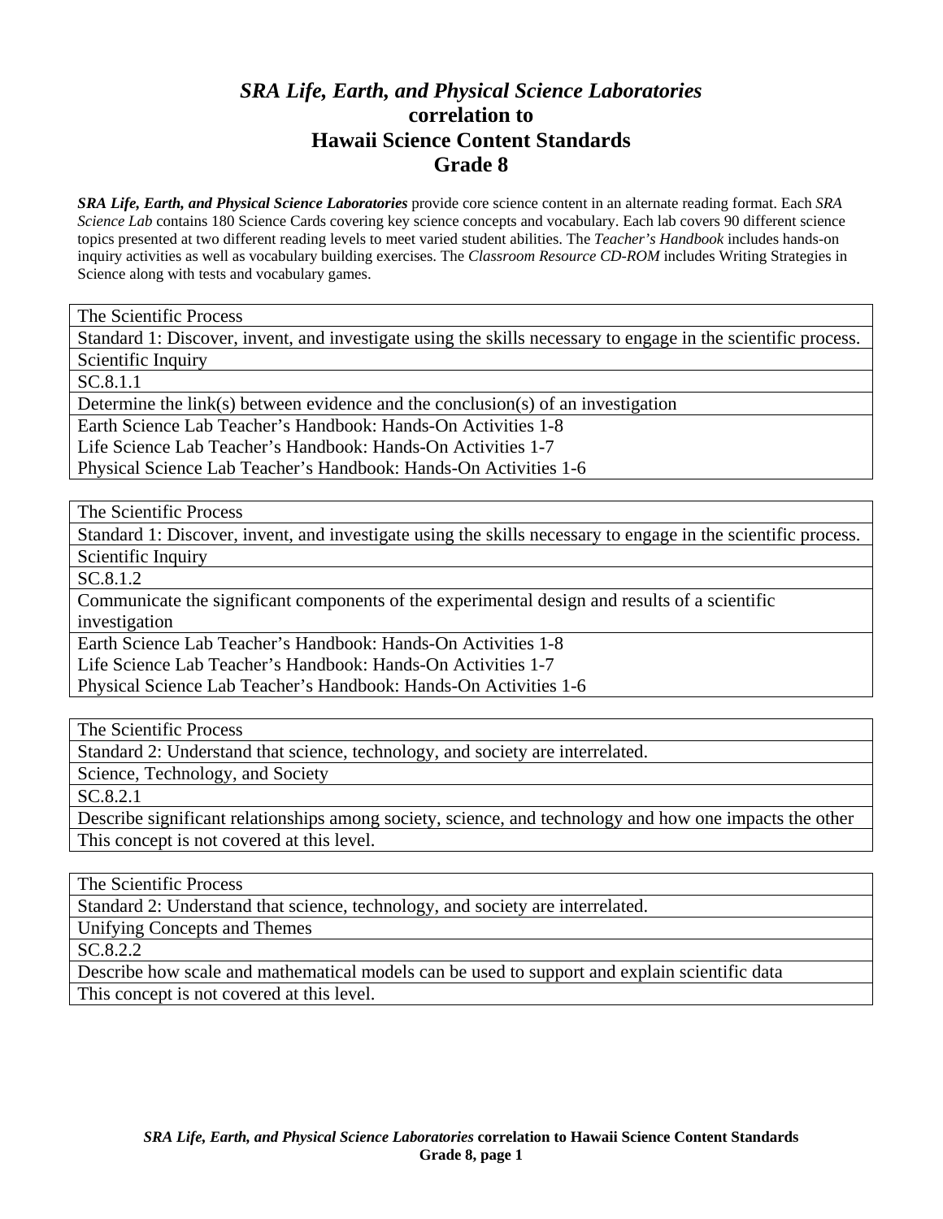# *SRA Life, Earth, and Physical Science Laboratories* correlation to Hawaii Science Content Standards Grade 8

***SRA Life, Earth, and Physical Science Laboratories*** provide core science content in an alternate reading format. Each *SRA Science Lab* contains 180 Science Cards covering key science concepts and vocabulary. Each lab covers 90 different science topics presented at two different reading levels to meet varied student abilities. The *Teacher's Handbook* includes hands-on inquiry activities as well as vocabulary building exercises. The *Classroom Resource CD-ROM* includes Writing Strategies in Science along with tests and vocabulary games.

| The Scientific Process |
|---|
| Standard 1: Discover, invent, and investigate using the skills necessary to engage in the scientific process. |
| Scientific Inquiry |
| SC.8.1.1 |
| Determine the link(s) between evidence and the conclusion(s) of an investigation |
| Earth Science Lab Teacher's Handbook: Hands-On Activities 1-8<br>Life Science Lab Teacher's Handbook: Hands-On Activities 1-7<br>Physical Science Lab Teacher's Handbook: Hands-On Activities 1-6 |

| The Scientific Process |
|---|
| Standard 1: Discover, invent, and investigate using the skills necessary to engage in the scientific process. |
| Scientific Inquiry |
| SC.8.1.2 |
| Communicate the significant components of the experimental design and results of a scientific investigation |
| Earth Science Lab Teacher's Handbook: Hands-On Activities 1-8<br>Life Science Lab Teacher's Handbook: Hands-On Activities 1-7<br>Physical Science Lab Teacher's Handbook: Hands-On Activities 1-6 |

| The Scientific Process |
|---|
| Standard 2: Understand that science, technology, and society are interrelated. |
| Science, Technology, and Society |
| SC.8.2.1 |
| Describe significant relationships among society, science, and technology and how one impacts the other |
| This concept is not covered at this level. |

| The Scientific Process |
|---|
| Standard 2: Understand that science, technology, and society are interrelated. |
| Unifying Concepts and Themes |
| SC.8.2.2 |
| Describe how scale and mathematical models can be used to support and explain scientific data |
| This concept is not covered at this level. |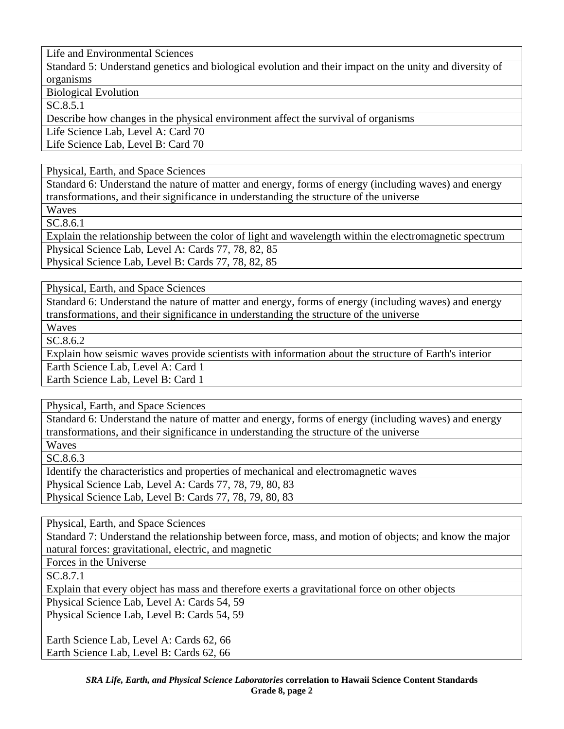| Life and Environmental Sciences |
|---|
| Standard 5: Understand genetics and biological evolution and their impact on the unity and diversity of organisms |
| Biological Evolution |
| SC.8.5.1 |
| Describe how changes in the physical environment affect the survival of organisms |
| Life Science Lab, Level A: Card 70<br>Life Science Lab, Level B: Card 70 |

| Physical, Earth, and Space Sciences |
|---|
| Standard 6: Understand the nature of matter and energy, forms of energy (including waves) and energy transformations, and their significance in understanding the structure of the universe |
| Waves |
| SC.8.6.1 |
| Explain the relationship between the color of light and wavelength within the electromagnetic spectrum |
| Physical Science Lab, Level A: Cards 77, 78, 82, 85<br>Physical Science Lab, Level B: Cards 77, 78, 82, 85 |

| Physical, Earth, and Space Sciences |
|---|
| Standard 6: Understand the nature of matter and energy, forms of energy (including waves) and energy transformations, and their significance in understanding the structure of the universe |
| Waves |
| SC.8.6.2 |
| Explain how seismic waves provide scientists with information about the structure of Earth's interior |
| Earth Science Lab, Level A: Card 1<br>Earth Science Lab, Level B: Card 1 |

| Physical, Earth, and Space Sciences |
|---|
| Standard 6: Understand the nature of matter and energy, forms of energy (including waves) and energy transformations, and their significance in understanding the structure of the universe |
| Waves |
| SC.8.6.3 |
| Identify the characteristics and properties of mechanical and electromagnetic waves |
| Physical Science Lab, Level A: Cards 77, 78, 79, 80, 83<br>Physical Science Lab, Level B: Cards 77, 78, 79, 80, 83 |

| Physical, Earth, and Space Sciences |
|---|
| Standard 7: Understand the relationship between force, mass, and motion of objects; and know the major natural forces: gravitational, electric, and magnetic |
| Forces in the Universe |
| SC.8.7.1 |
| Explain that every object has mass and therefore exerts a gravitational force on other objects |
| Physical Science Lab, Level A: Cards 54, 59<br>Physical Science Lab, Level B: Cards 54, 59<br><br>Earth Science Lab, Level A: Cards 62, 66<br>Earth Science Lab, Level B: Cards 62, 66 |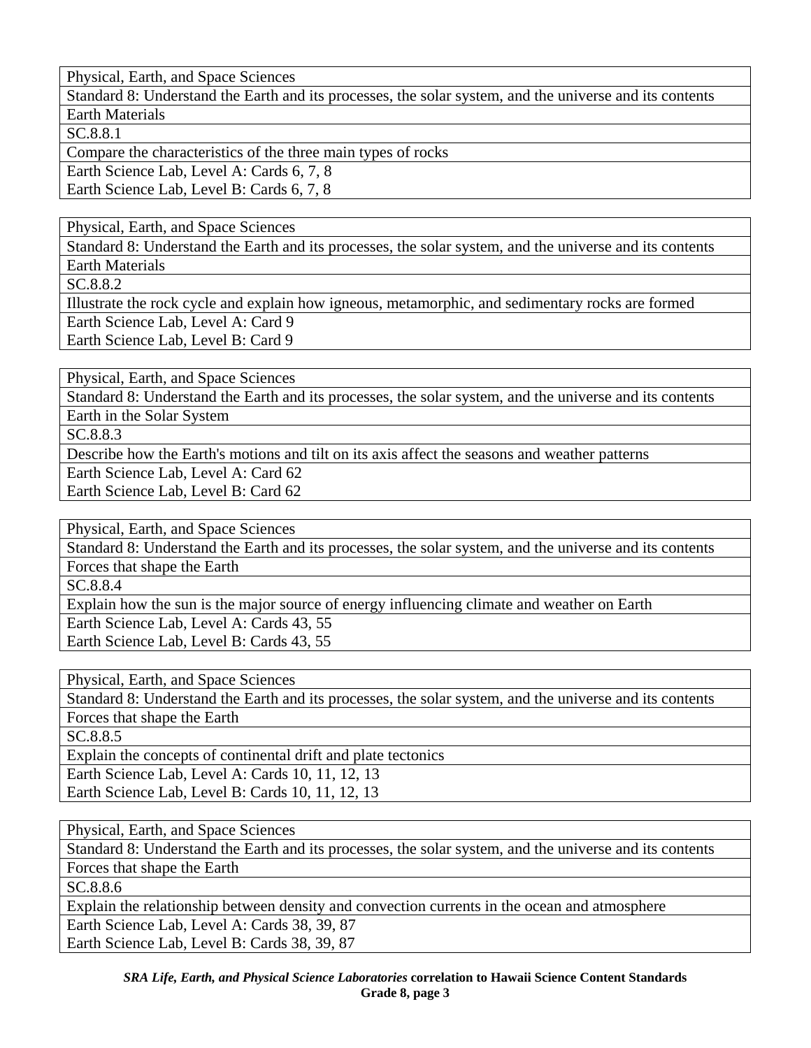| Physical, Earth, and Space Sciences |
| --- |
| Standard 8: Understand the Earth and its processes, the solar system, and the universe and its contents |
| Earth Materials |
| SC.8.8.1 |
| Compare the characteristics of the three main types of rocks |
| Earth Science Lab, Level A: Cards 6, 7, 8<br>Earth Science Lab, Level B: Cards 6, 7, 8 |

| Physical, Earth, and Space Sciences |
| --- |
| Standard 8: Understand the Earth and its processes, the solar system, and the universe and its contents |
| Earth Materials |
| SC.8.8.2 |
| Illustrate the rock cycle and explain how igneous, metamorphic, and sedimentary rocks are formed |
| Earth Science Lab, Level A: Card 9<br>Earth Science Lab, Level B: Card 9 |

| Physical, Earth, and Space Sciences |
| --- |
| Standard 8: Understand the Earth and its processes, the solar system, and the universe and its contents |
| Earth in the Solar System |
| SC.8.8.3 |
| Describe how the Earth's motions and tilt on its axis affect the seasons and weather patterns |
| Earth Science Lab, Level A: Card 62<br>Earth Science Lab, Level B: Card 62 |

| Physical, Earth, and Space Sciences |
| --- |
| Standard 8: Understand the Earth and its processes, the solar system, and the universe and its contents |
| Forces that shape the Earth |
| SC.8.8.4 |
| Explain how the sun is the major source of energy influencing climate and weather on Earth |
| Earth Science Lab, Level A: Cards 43, 55<br>Earth Science Lab, Level B: Cards 43, 55 |

| Physical, Earth, and Space Sciences |
| --- |
| Standard 8: Understand the Earth and its processes, the solar system, and the universe and its contents |
| Forces that shape the Earth |
| SC.8.8.5 |
| Explain the concepts of continental drift and plate tectonics |
| Earth Science Lab, Level A: Cards 10, 11, 12, 13<br>Earth Science Lab, Level B: Cards 10, 11, 12, 13 |

| Physical, Earth, and Space Sciences |
| --- |
| Standard 8: Understand the Earth and its processes, the solar system, and the universe and its contents |
| Forces that shape the Earth |
| SC.8.8.6 |
| Explain the relationship between density and convection currents in the ocean and atmosphere |
| Earth Science Lab, Level A: Cards 38, 39, 87<br>Earth Science Lab, Level B: Cards 38, 39, 87 |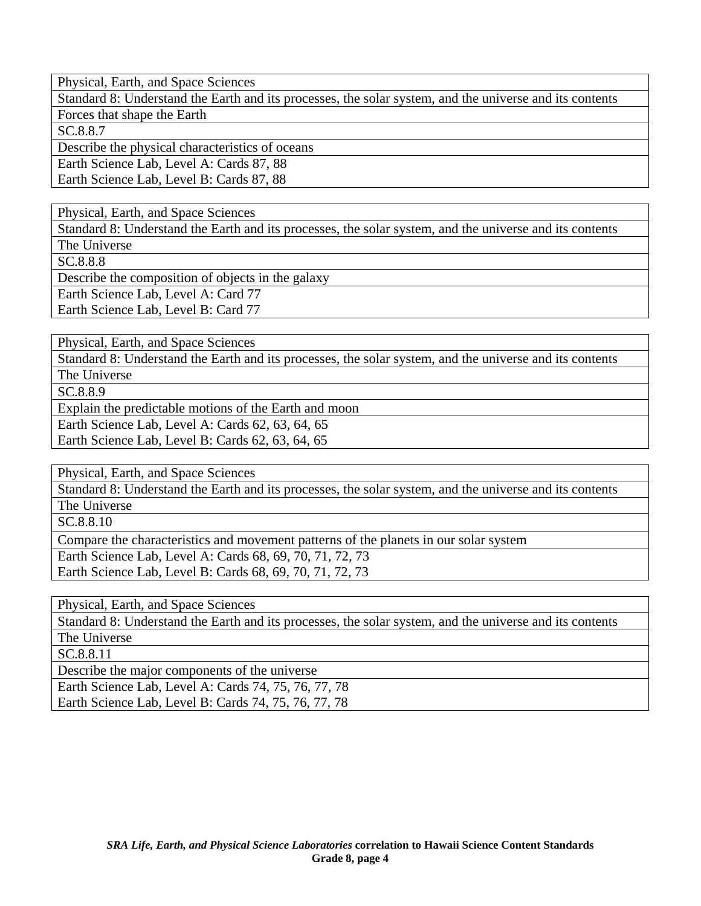| Physical, Earth, and Space Sciences |
| --- |
| Standard 8: Understand the Earth and its processes, the solar system, and the universe and its contents |
| Forces that shape the Earth |
| SC.8.8.7 |
| Describe the physical characteristics of oceans |
| Earth Science Lab, Level A: Cards 87, 88<br>Earth Science Lab, Level B: Cards 87, 88 |

| Physical, Earth, and Space Sciences |
| --- |
| Standard 8: Understand the Earth and its processes, the solar system, and the universe and its contents |
| The Universe |
| SC.8.8.8 |
| Describe the composition of objects in the galaxy |
| Earth Science Lab, Level A: Card 77<br>Earth Science Lab, Level B: Card 77 |

| Physical, Earth, and Space Sciences |
| --- |
| Standard 8: Understand the Earth and its processes, the solar system, and the universe and its contents |
| The Universe |
| SC.8.8.9 |
| Explain the predictable motions of the Earth and moon |
| Earth Science Lab, Level A: Cards 62, 63, 64, 65<br>Earth Science Lab, Level B: Cards 62, 63, 64, 65 |

| Physical, Earth, and Space Sciences |
| --- |
| Standard 8: Understand the Earth and its processes, the solar system, and the universe and its contents |
| The Universe |
| SC.8.8.10 |
| Compare the characteristics and movement patterns of the planets in our solar system |
| Earth Science Lab, Level A: Cards 68, 69, 70, 71, 72, 73<br>Earth Science Lab, Level B: Cards 68, 69, 70, 71, 72, 73 |

| Physical, Earth, and Space Sciences |
| --- |
| Standard 8: Understand the Earth and its processes, the solar system, and the universe and its contents |
| The Universe |
| SC.8.8.11 |
| Describe the major components of the universe |
| Earth Science Lab, Level A: Cards 74, 75, 76, 77, 78<br>Earth Science Lab, Level B: Cards 74, 75, 76, 77, 78 |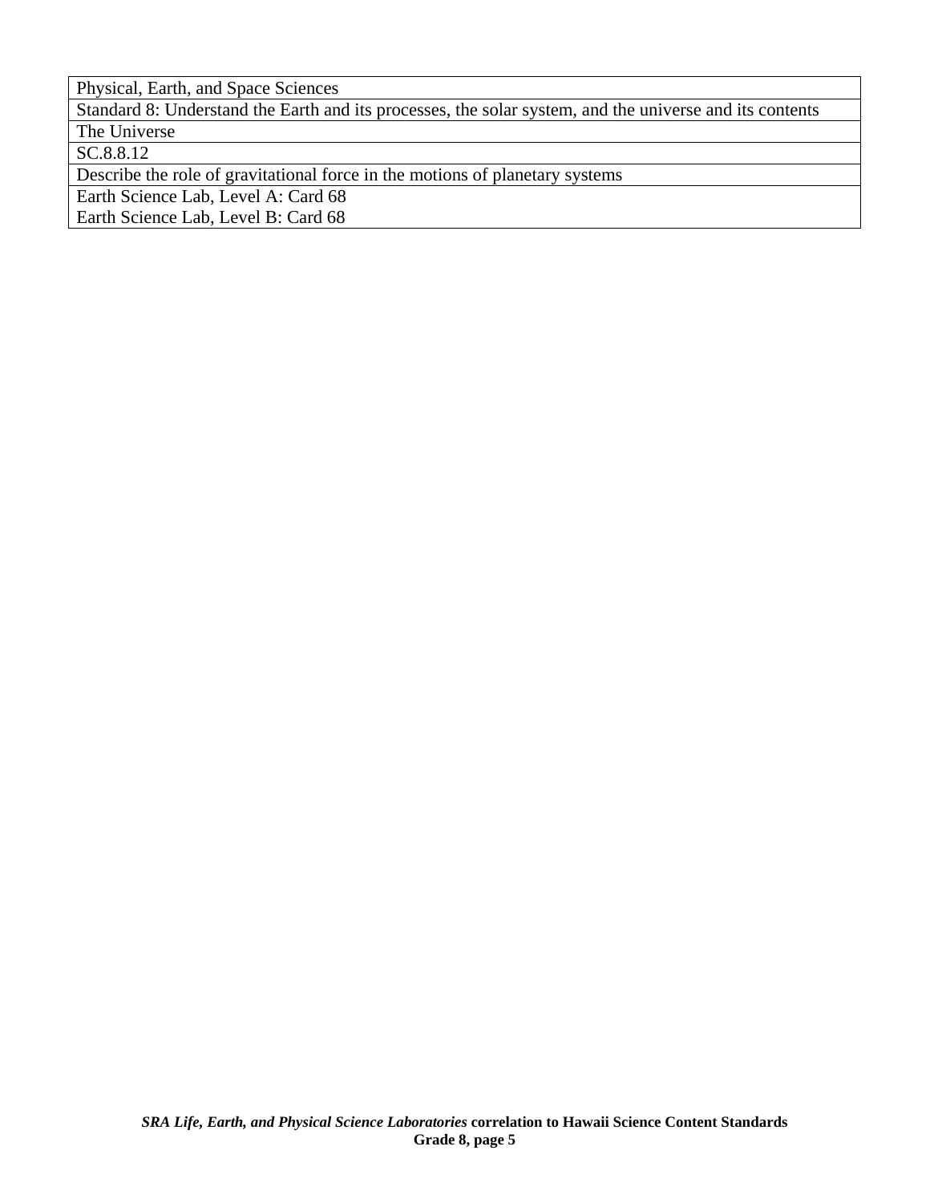| |
|---|
| Physical, Earth, and Space Sciences |
| Standard 8: Understand the Earth and its processes, the solar system, and the universe and its contents |
| The Universe |
| SC.8.8.12 |
| Describe the role of gravitational force in the motions of planetary systems |
| Earth Science Lab, Level A: Card 68<br>Earth Science Lab, Level B: Card 68 |